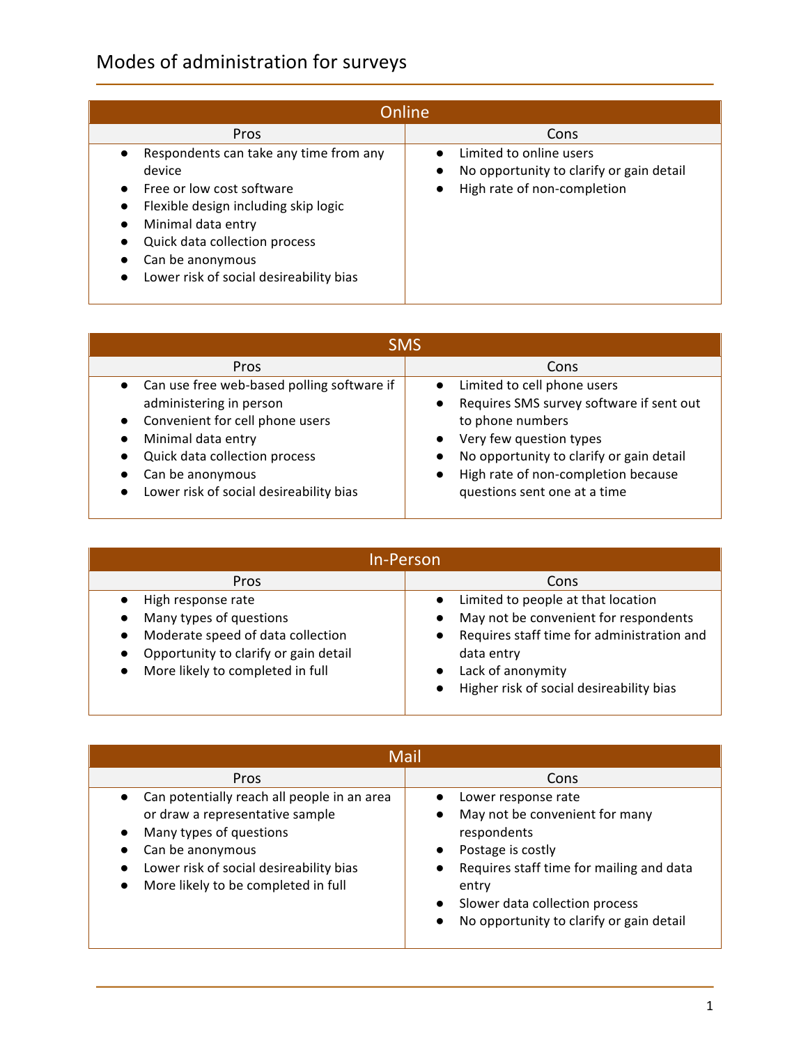# Modes of administration for surveys

| Online | |
|---|---|
| **Pros** | **Cons** |
| • Respondents can take any time from any device<br>• Free or low cost software<br>• Flexible design including skip logic<br>• Minimal data entry<br>• Quick data collection process<br>• Can be anonymous<br>• Lower risk of social desireability bias | • Limited to online users<br>• No opportunity to clarify or gain detail<br>• High rate of non-completion |

| SMS | |
|---|---|
| **Pros** | **Cons** |
| • Can use free web-based polling software if administering in person<br>• Convenient for cell phone users<br>• Minimal data entry<br>• Quick data collection process<br>• Can be anonymous<br>• Lower risk of social desireability bias | • Limited to cell phone users<br>• Requires SMS survey software if sent out to phone numbers<br>• Very few question types<br>• No opportunity to clarify or gain detail<br>• High rate of non-completion because questions sent one at a time |

| In-Person | |
|---|---|
| **Pros** | **Cons** |
| • High response rate<br>• Many types of questions<br>• Moderate speed of data collection<br>• Opportunity to clarify or gain detail<br>• More likely to completed in full | • Limited to people at that location<br>• May not be convenient for respondents<br>• Requires staff time for administration and data entry<br>• Lack of anonymity<br>• Higher risk of social desireability bias |

| Mail | |
|---|---|
| **Pros** | **Cons** |
| • Can potentially reach all people in an area or draw a representative sample<br>• Many types of questions<br>• Can be anonymous<br>• Lower risk of social desireability bias<br>• More likely to be completed in full | • Lower response rate<br>• May not be convenient for many respondents<br>• Postage is costly<br>• Requires staff time for mailing and data entry<br>• Slower data collection process<br>• No opportunity to clarify or gain detail |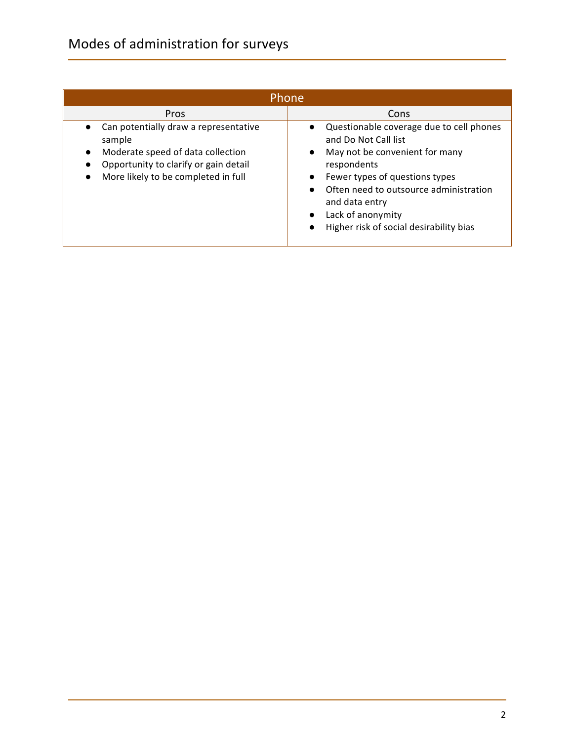| Phone | |
|---|---|
| Pros | Cons |
| ● Can potentially draw a representative sample<br>● Moderate speed of data collection<br>● Opportunity to clarify or gain detail<br>● More likely to be completed in full | ● Questionable coverage due to cell phones and Do Not Call list<br>● May not be convenient for many respondents<br>● Fewer types of questions types<br>● Often need to outsource administration and data entry<br>● Lack of anonymity<br>● Higher risk of social desirability bias |